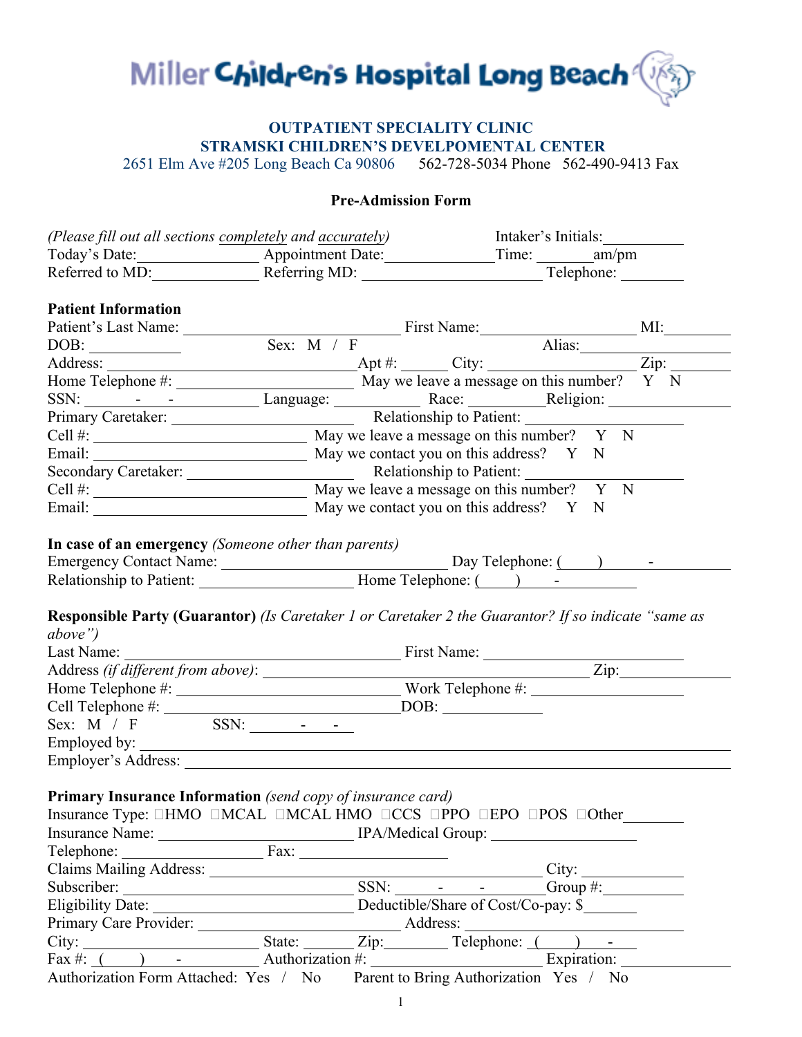# Miller Children's Hospital Long Beach

**OUTPATIENT SPECIALITY CLINIC**
**STRAMSKI CHILDREN'S DEVELPOMENTAL CENTER**
2651 Elm Ave #205 Long Beach Ca 90806   562-728-5034 Phone   562-490-9413 Fax

**Pre-Admission Form**

*(Please fill out all sections completely and accurately)*   Intaker's Initials:__________
Today's Date:______________ Appointment Date:_____________ Time: _______am/pm
Referred to MD:_____________ Referring MD: ______________________ Telephone: ________

## Patient Information

Patient's Last Name: ____________________________ First Name:____________________ MI:________
DOB: ___________   Sex: M / F   Alias:____________________
Address: ________________________________ Apt #: ______ City: __________________ Zip: ________
Home Telephone #: _______________________ May we leave a message on this number? Y N
SSN: _____-____-_______ Language: ___________ Race: _________Religion: _______________
Primary Caretaker: ______________________ Relationship to Patient: ____________________
Cell #: ____________________________ May we leave a message on this number? Y N
Email: ____________________________ May we contact you on this address? Y N
Secondary Caretaker: ______________________ Relationship to Patient: ____________________
Cell #: ____________________________ May we leave a message on this number? Y N
Email: ____________________________ May we contact you on this address? Y N

**In case of an emergency** *(Someone other than parents)*
Emergency Contact Name: ____________________________ Day Telephone: (____)_____-__________
Relationship to Patient: ____________________ Home Telephone: (____)_____-__________

**Responsible Party (Guarantor)** *(Is Caretaker 1 or Caretaker 2 the Guarantor? If so indicate "same as above")*
Last Name: ____________________________________ First Name: __________________________
Address *(if different from above)*: ____________________________________________ Zip:____________
Home Telephone #: ____________________________ Work Telephone #: ____________________
Cell Telephone #: ____________________________DOB: ____________
Sex: M / F   SSN: _____-____-____
Employed by: ______________________________________________________________________
Employer's Address: ________________________________________________________________

**Primary Insurance Information** *(send copy of insurance card)*
Insurance Type: ☐HMO ☐MCAL ☐MCAL HMO ☐CCS ☐PPO ☐EPO ☐POS ☐Other________
Insurance Name: _________________________ IPA/Medical Group: __________________
Telephone: __________________ Fax: ____________________
Claims Mailing Address: ____________________________________________ City: _____________
Subscriber: _____________________________ SSN: _____-_____-________Group #:___________
Eligibility Date: _____________________________ Deductible/Share of Cost/Co-pay: $_______
Primary Care Provider: ___________________________ Address: ____________________________
City: ______________________ State: ______ Zip:________ Telephone: (____)_____-____
Fax #: (____)_____-__________ Authorization #: ______________________ Expiration: ______________
Authorization Form Attached: Yes / No   Parent to Bring Authorization Yes / No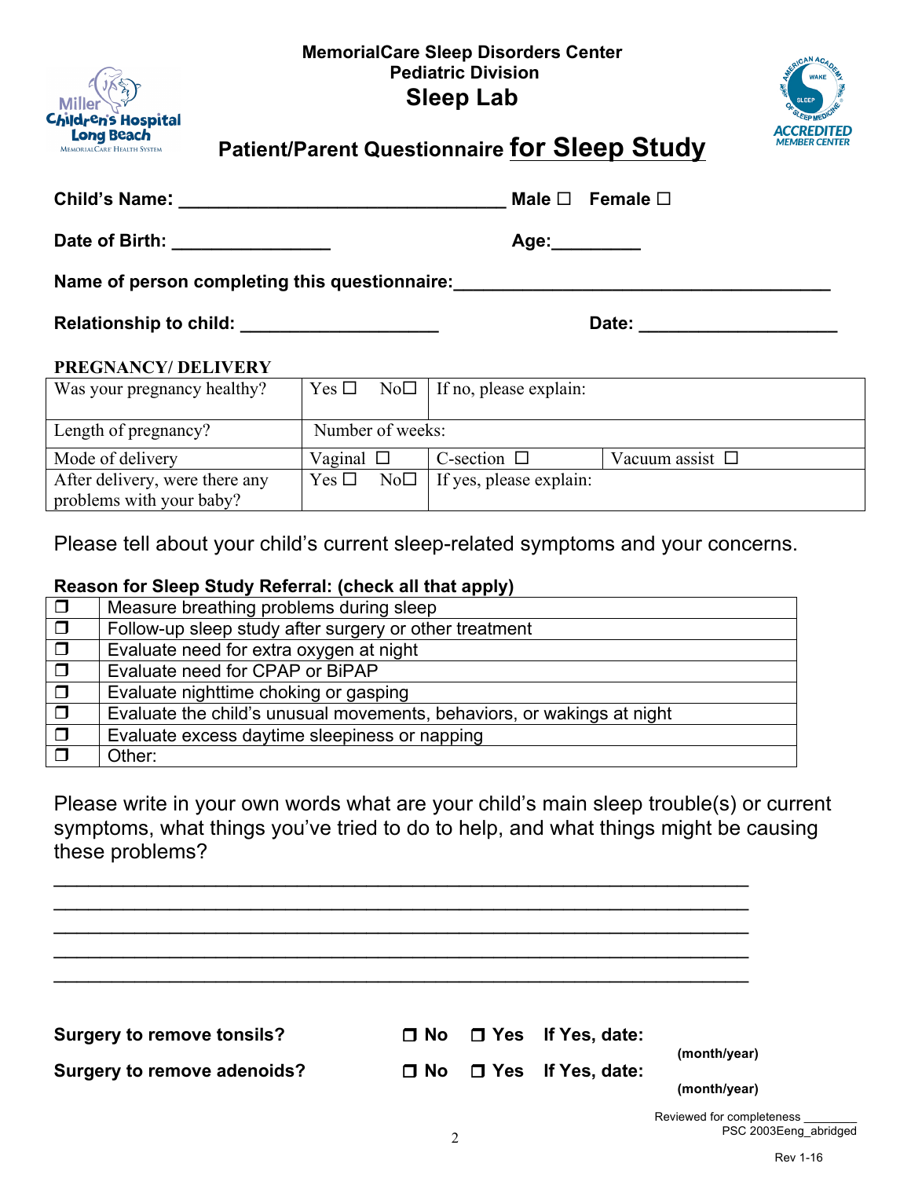MemorialCare Sleep Disorders Center
Pediatric Division
**Sleep Lab**

Miller Children's Hospital Long Beach
MemorialCare Health System

American Academy of Sleep Medicine
ACCREDITED MEMBER CENTER

# Patient/Parent Questionnaire for Sleep Study

**Child's Name:** ________________________________ **Male** ☐ **Female** ☐

**Date of Birth:** _______________ **Age:**_________

**Name of person completing this questionnaire:**____________________________________

**Relationship to child:** ___________________ **Date:** ___________________

## PREGNANCY/ DELIVERY

| | | | |
|---|---|---|---|
| Was your pregnancy healthy? | Yes ☐ No☐ | If no, please explain: | |
| Length of pregnancy? | Number of weeks: | | |
| Mode of delivery | Vaginal ☐ | C-section ☐ | Vacuum assist ☐ |
| After delivery, were there any problems with your baby? | Yes ☐ No☐ | If yes, please explain: | |

Please tell about your child's current sleep-related symptoms and your concerns.

**Reason for Sleep Study Referral: (check all that apply)**

| | |
|---|---|
| ❒ | Measure breathing problems during sleep |
| ❒ | Follow-up sleep study after surgery or other treatment |
| ❒ | Evaluate need for extra oxygen at night |
| ❒ | Evaluate need for CPAP or BiPAP |
| ❒ | Evaluate nighttime choking or gasping |
| ❒ | Evaluate the child's unusual movements, behaviors, or wakings at night |
| ❒ | Evaluate excess daytime sleepiness or napping |
| ❒ | Other: |

Please write in your own words what are your child's main sleep trouble(s) or current symptoms, what things you've tried to do to help, and what things might be causing these problems?

_______________________________________________________________

_______________________________________________________________

_______________________________________________________________

_______________________________________________________________

_______________________________________________________________

**Surgery to remove tonsils?** ❒ **No** ❒ **Yes** **If Yes, date:** **(month/year)**

**Surgery to remove adenoids?** ❒ **No** ❒ **Yes** **If Yes, date:** **(month/year)**

Reviewed for completeness ________
PSC 2003Eeng_abridged

Rev 1-16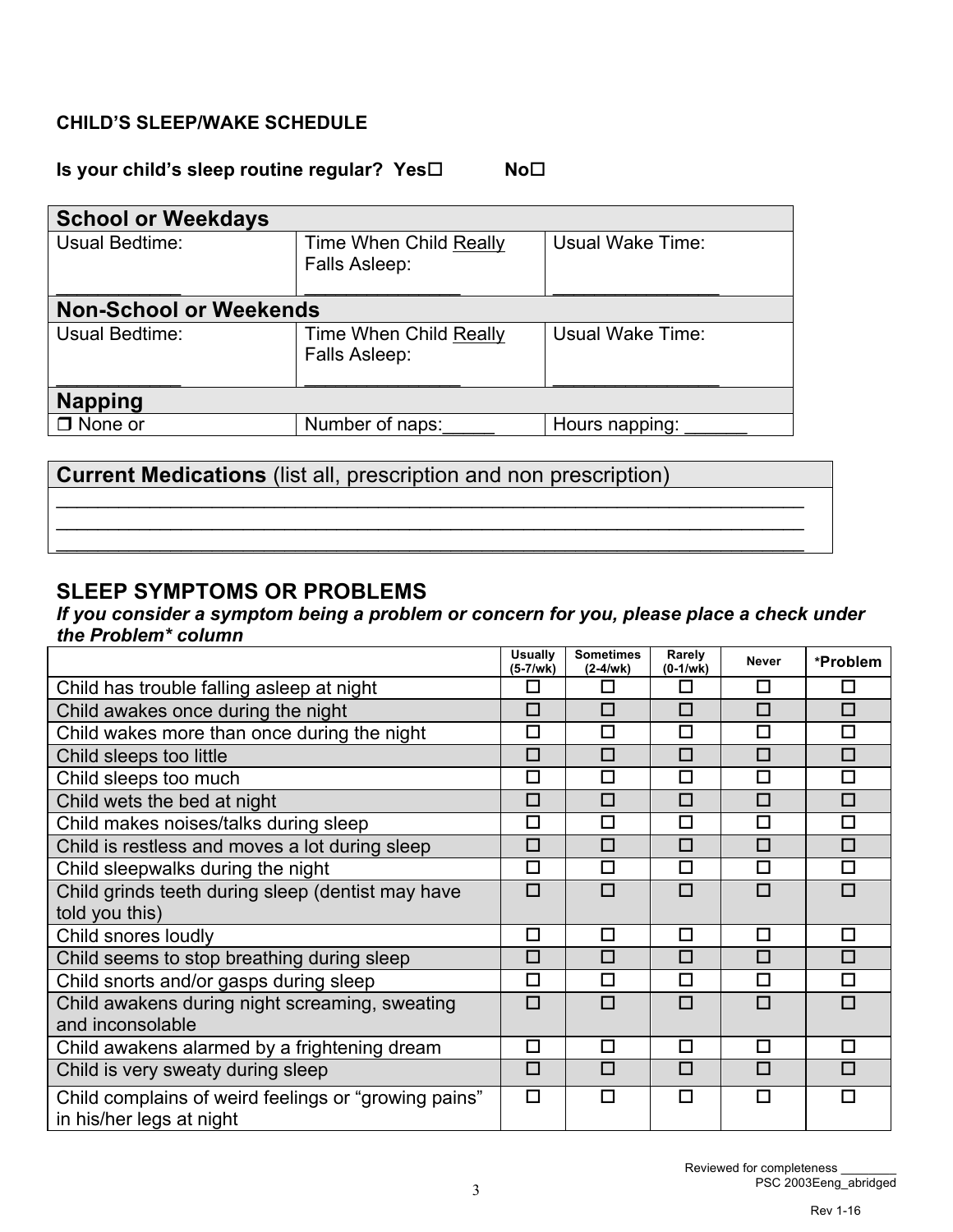**CHILD'S SLEEP/WAKE SCHEDULE**

**Is your child's sleep routine regular? Yes☐ No☐**

| | | |
|---|---|---|
| **School or Weekdays** | | |
| Usual Bedtime: ___________ | Time When Child Really Falls Asleep: _______________ | Usual Wake Time: ________________ |
| **Non-School or Weekends** | | |
| Usual Bedtime: ___________ | Time When Child Really Falls Asleep: _______________ | Usual Wake Time: ________________ |
| **Napping** | | |
| ☐ None or | Number of naps:_____ | Hours napping: ______ |

| **Current Medications** (list all, prescription and non prescription) |
|---|
| ________________________________________________________________________ |
| ________________________________________________________________________ |
| ________________________________________________________________________ |

## SLEEP SYMPTOMS OR PROBLEMS

***If you consider a symptom being a problem or concern for you, please place a check under the Problem* column***

| | Usually (5-7/wk) | Sometimes (2-4/wk) | Rarely (0-1/wk) | Never | *Problem |
|---|---|---|---|---|---|
| Child has trouble falling asleep at night | ☐ | ☐ | ☐ | ☐ | ☐ |
| Child awakes once during the night | ☐ | ☐ | ☐ | ☐ | ☐ |
| Child wakes more than once during the night | ☐ | ☐ | ☐ | ☐ | ☐ |
| Child sleeps too little | ☐ | ☐ | ☐ | ☐ | ☐ |
| Child sleeps too much | ☐ | ☐ | ☐ | ☐ | ☐ |
| Child wets the bed at night | ☐ | ☐ | ☐ | ☐ | ☐ |
| Child makes noises/talks during sleep | ☐ | ☐ | ☐ | ☐ | ☐ |
| Child is restless and moves a lot during sleep | ☐ | ☐ | ☐ | ☐ | ☐ |
| Child sleepwalks during the night | ☐ | ☐ | ☐ | ☐ | ☐ |
| Child grinds teeth during sleep (dentist may have told you this) | ☐ | ☐ | ☐ | ☐ | ☐ |
| Child snores loudly | ☐ | ☐ | ☐ | ☐ | ☐ |
| Child seems to stop breathing during sleep | ☐ | ☐ | ☐ | ☐ | ☐ |
| Child snorts and/or gasps during sleep | ☐ | ☐ | ☐ | ☐ | ☐ |
| Child awakens during night screaming, sweating and inconsolable | ☐ | ☐ | ☐ | ☐ | ☐ |
| Child awakens alarmed by a frightening dream | ☐ | ☐ | ☐ | ☐ | ☐ |
| Child is very sweaty during sleep | ☐ | ☐ | ☐ | ☐ | ☐ |
| Child complains of weird feelings or "growing pains" in his/her legs at night | ☐ | ☐ | ☐ | ☐ | ☐ |

Reviewed for completeness ________
PSC 2003Eeng_abridged

Rev 1-16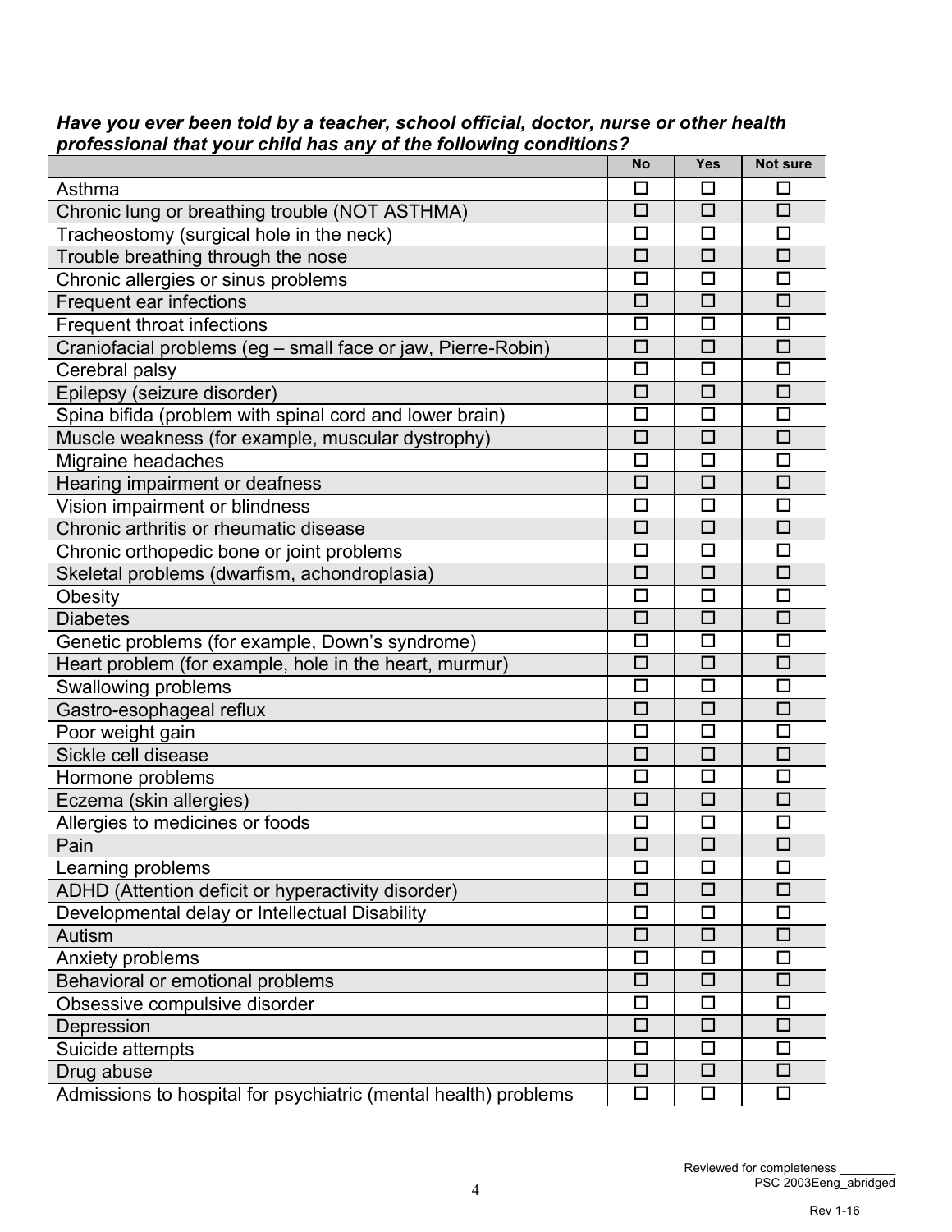***Have you ever been told by a teacher, school official, doctor, nurse or other health professional that your child has any of the following conditions?***

| | No | Yes | Not sure |
|---|---|---|---|
| Asthma | ☐ | ☐ | ☐ |
| Chronic lung or breathing trouble (NOT ASTHMA) | ☐ | ☐ | ☐ |
| Tracheostomy (surgical hole in the neck) | ☐ | ☐ | ☐ |
| Trouble breathing through the nose | ☐ | ☐ | ☐ |
| Chronic allergies or sinus problems | ☐ | ☐ | ☐ |
| Frequent ear infections | ☐ | ☐ | ☐ |
| Frequent throat infections | ☐ | ☐ | ☐ |
| Craniofacial problems (eg – small face or jaw, Pierre-Robin) | ☐ | ☐ | ☐ |
| Cerebral palsy | ☐ | ☐ | ☐ |
| Epilepsy (seizure disorder) | ☐ | ☐ | ☐ |
| Spina bifida (problem with spinal cord and lower brain) | ☐ | ☐ | ☐ |
| Muscle weakness (for example, muscular dystrophy) | ☐ | ☐ | ☐ |
| Migraine headaches | ☐ | ☐ | ☐ |
| Hearing impairment or deafness | ☐ | ☐ | ☐ |
| Vision impairment or blindness | ☐ | ☐ | ☐ |
| Chronic arthritis or rheumatic disease | ☐ | ☐ | ☐ |
| Chronic orthopedic bone or joint problems | ☐ | ☐ | ☐ |
| Skeletal problems (dwarfism, achondroplasia) | ☐ | ☐ | ☐ |
| Obesity | ☐ | ☐ | ☐ |
| Diabetes | ☐ | ☐ | ☐ |
| Genetic problems (for example, Down's syndrome) | ☐ | ☐ | ☐ |
| Heart problem (for example, hole in the heart, murmur) | ☐ | ☐ | ☐ |
| Swallowing problems | ☐ | ☐ | ☐ |
| Gastro-esophageal reflux | ☐ | ☐ | ☐ |
| Poor weight gain | ☐ | ☐ | ☐ |
| Sickle cell disease | ☐ | ☐ | ☐ |
| Hormone problems | ☐ | ☐ | ☐ |
| Eczema (skin allergies) | ☐ | ☐ | ☐ |
| Allergies to medicines or foods | ☐ | ☐ | ☐ |
| Pain | ☐ | ☐ | ☐ |
| Learning problems | ☐ | ☐ | ☐ |
| ADHD (Attention deficit or hyperactivity disorder) | ☐ | ☐ | ☐ |
| Developmental delay or Intellectual Disability | ☐ | ☐ | ☐ |
| Autism | ☐ | ☐ | ☐ |
| Anxiety problems | ☐ | ☐ | ☐ |
| Behavioral or emotional problems | ☐ | ☐ | ☐ |
| Obsessive compulsive disorder | ☐ | ☐ | ☐ |
| Depression | ☐ | ☐ | ☐ |
| Suicide attempts | ☐ | ☐ | ☐ |
| Drug abuse | ☐ | ☐ | ☐ |
| Admissions to hospital for psychiatric (mental health) problems | ☐ | ☐ | ☐ |

Reviewed for completeness ________

PSC 2003Eeng_abridged

Rev 1-16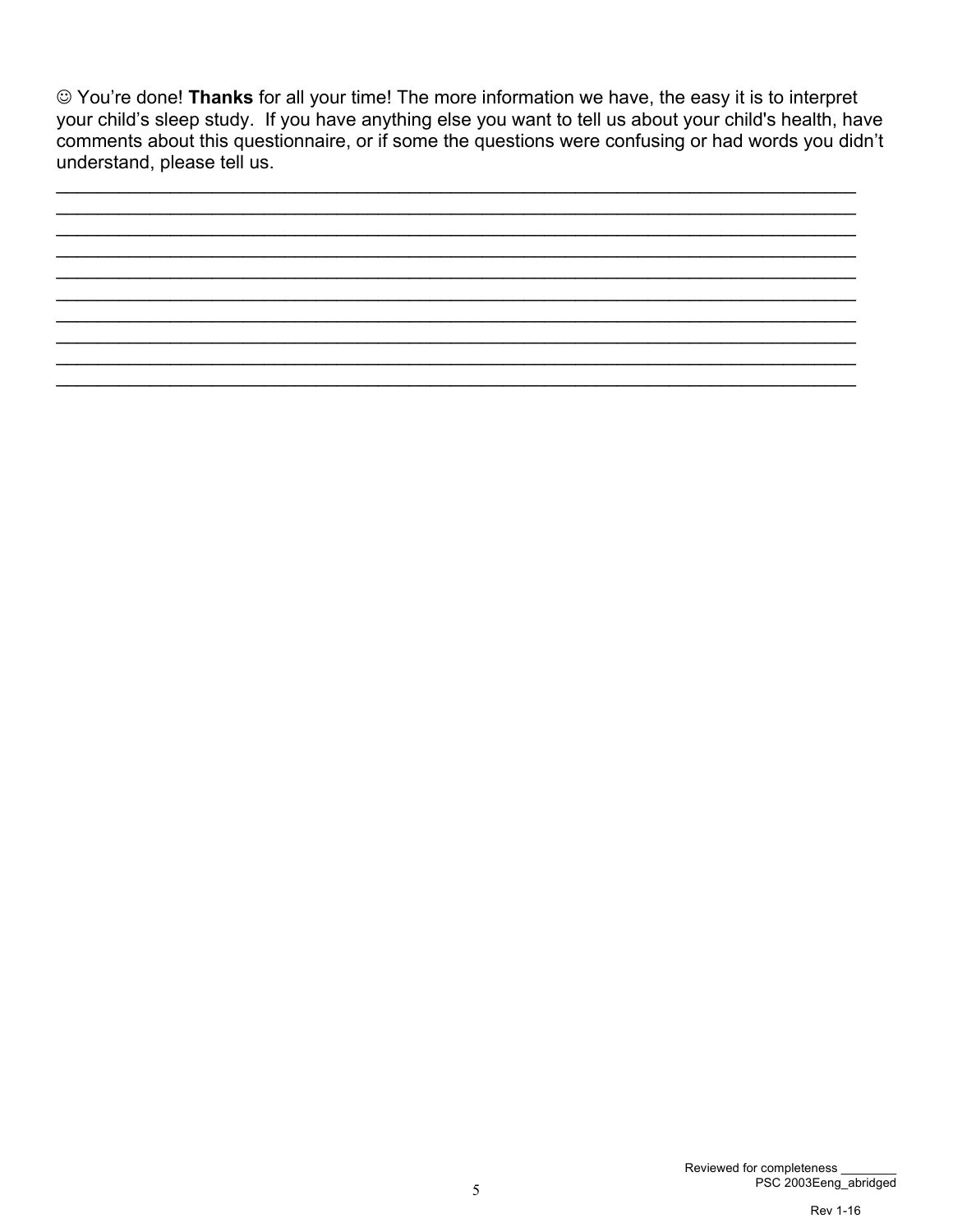☺ You're done! **Thanks** for all your time! The more information we have, the easy it is to interpret your child's sleep study. If you have anything else you want to tell us about your child's health, have comments about this questionnaire, or if some the questions were confusing or had words you didn't understand, please tell us.

______________________________________________________________________________
______________________________________________________________________________
______________________________________________________________________________
______________________________________________________________________________
______________________________________________________________________________
______________________________________________________________________________
______________________________________________________________________________
______________________________________________________________________________
______________________________________________________________________________
______________________________________________________________________________

Reviewed for completeness ________
PSC 2003Eeng_abridged

Rev 1-16